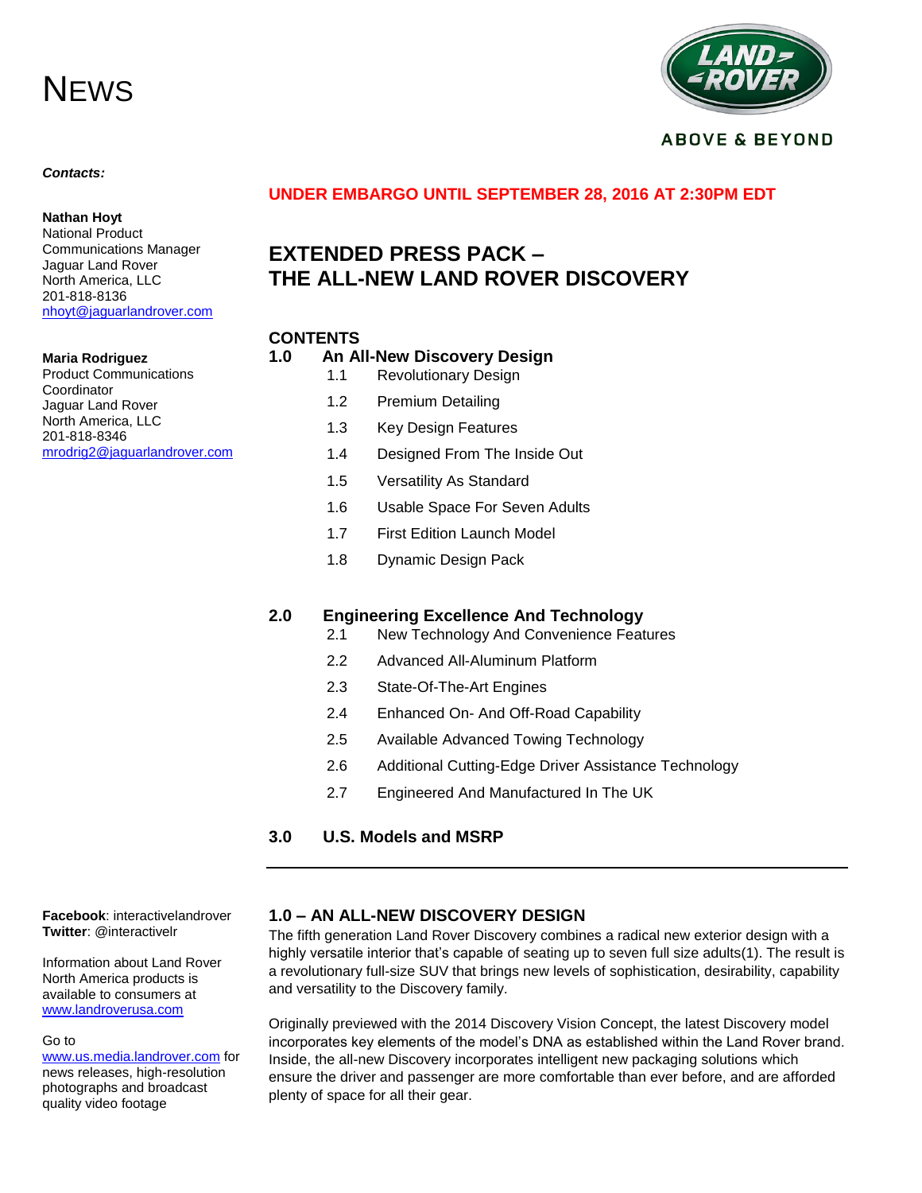# NEWS

LAND ROVER
ABOVE & BEYOND

***Contacts:***

**Nathan Hoyt**
National Product Communications Manager
Jaguar Land Rover North America, LLC
201-818-8136
nhoyt@jaguarlandrover.com

**Maria Rodriguez**
Product Communications Coordinator
Jaguar Land Rover North America, LLC
201-818-8346
mrodrig2@jaguarlandrover.com

**UNDER EMBARGO UNTIL SEPTEMBER 28, 2016 AT 2:30PM EDT**

## EXTENDED PRESS PACK –
## THE ALL-NEW LAND ROVER DISCOVERY

**CONTENTS**

**1.0 An All-New Discovery Design**
- 1.1 Revolutionary Design
- 1.2 Premium Detailing
- 1.3 Key Design Features
- 1.4 Designed From The Inside Out
- 1.5 Versatility As Standard
- 1.6 Usable Space For Seven Adults
- 1.7 First Edition Launch Model
- 1.8 Dynamic Design Pack

**2.0 Engineering Excellence And Technology**
- 2.1 New Technology And Convenience Features
- 2.2 Advanced All-Aluminum Platform
- 2.3 State-Of-The-Art Engines
- 2.4 Enhanced On- And Off-Road Capability
- 2.5 Available Advanced Towing Technology
- 2.6 Additional Cutting-Edge Driver Assistance Technology
- 2.7 Engineered And Manufactured In The UK

**3.0 U.S. Models and MSRP**

---

**Facebook**: interactivelandrover
**Twitter**: @interactivelr

Information about Land Rover North America products is available to consumers at www.landroverusa.com

Go to www.us.media.landrover.com for news releases, high-resolution photographs and broadcast quality video footage

### 1.0 – AN ALL-NEW DISCOVERY DESIGN

The fifth generation Land Rover Discovery combines a radical new exterior design with a highly versatile interior that's capable of seating up to seven full size adults(1). The result is a revolutionary full-size SUV that brings new levels of sophistication, desirability, capability and versatility to the Discovery family.

Originally previewed with the 2014 Discovery Vision Concept, the latest Discovery model incorporates key elements of the model's DNA as established within the Land Rover brand. Inside, the all-new Discovery incorporates intelligent new packaging solutions which ensure the driver and passenger are more comfortable than ever before, and are afforded plenty of space for all their gear.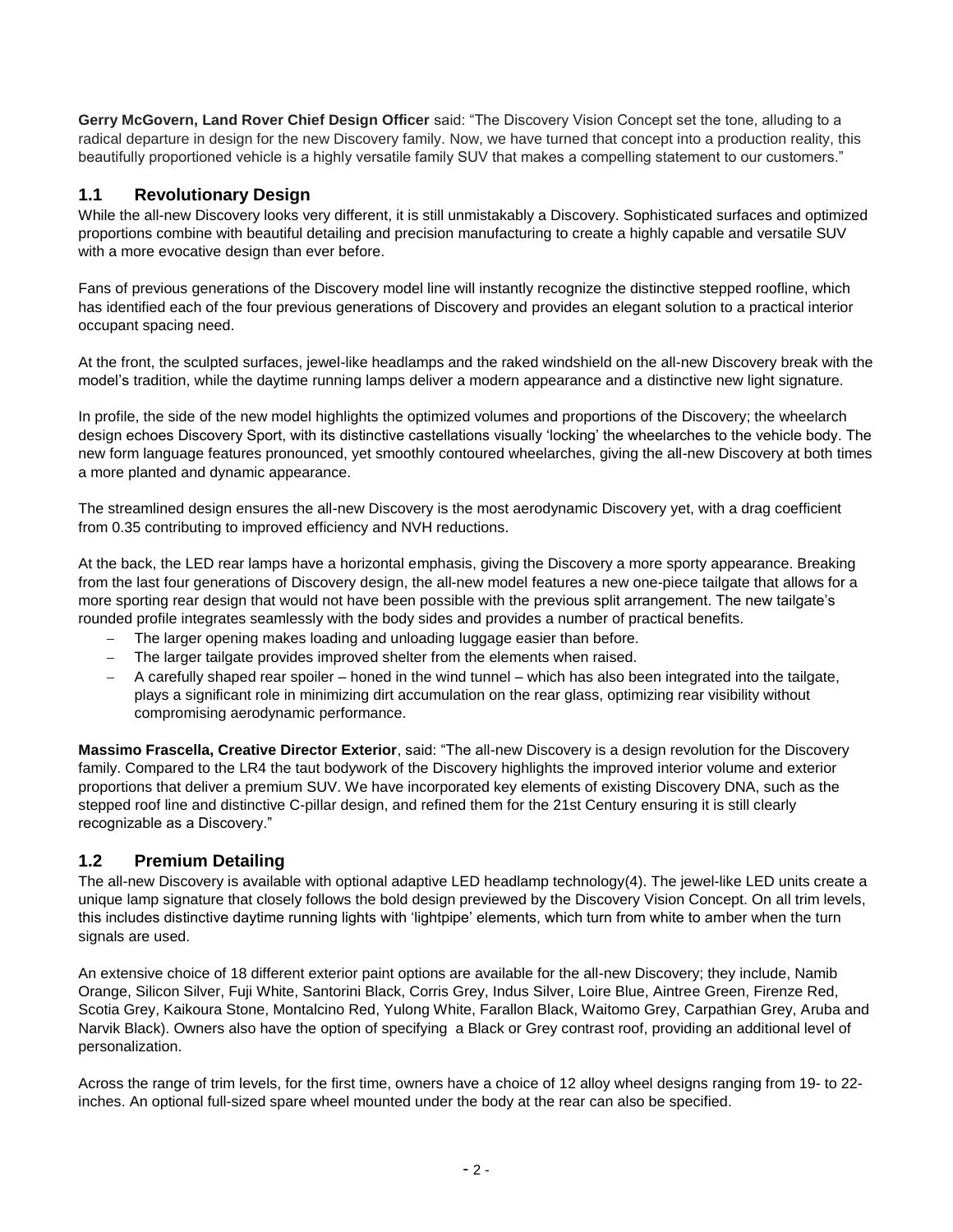**Gerry McGovern, Land Rover Chief Design Officer** said: "The Discovery Vision Concept set the tone, alluding to a radical departure in design for the new Discovery family. Now, we have turned that concept into a production reality, this beautifully proportioned vehicle is a highly versatile family SUV that makes a compelling statement to our customers."

## 1.1 Revolutionary Design

While the all-new Discovery looks very different, it is still unmistakably a Discovery. Sophisticated surfaces and optimized proportions combine with beautiful detailing and precision manufacturing to create a highly capable and versatile SUV with a more evocative design than ever before.

Fans of previous generations of the Discovery model line will instantly recognize the distinctive stepped roofline, which has identified each of the four previous generations of Discovery and provides an elegant solution to a practical interior occupant spacing need.

At the front, the sculpted surfaces, jewel-like headlamps and the raked windshield on the all-new Discovery break with the model's tradition, while the daytime running lamps deliver a modern appearance and a distinctive new light signature.

In profile, the side of the new model highlights the optimized volumes and proportions of the Discovery; the wheelarch design echoes Discovery Sport, with its distinctive castellations visually 'locking' the wheelarches to the vehicle body. The new form language features pronounced, yet smoothly contoured wheelarches, giving the all-new Discovery at both times a more planted and dynamic appearance.

The streamlined design ensures the all-new Discovery is the most aerodynamic Discovery yet, with a drag coefficient from 0.35 contributing to improved efficiency and NVH reductions.

At the back, the LED rear lamps have a horizontal emphasis, giving the Discovery a more sporty appearance. Breaking from the last four generations of Discovery design, the all-new model features a new one-piece tailgate that allows for a more sporting rear design that would not have been possible with the previous split arrangement. The new tailgate's rounded profile integrates seamlessly with the body sides and provides a number of practical benefits.

- The larger opening makes loading and unloading luggage easier than before.
- The larger tailgate provides improved shelter from the elements when raised.
- A carefully shaped rear spoiler – honed in the wind tunnel – which has also been integrated into the tailgate, plays a significant role in minimizing dirt accumulation on the rear glass, optimizing rear visibility without compromising aerodynamic performance.

**Massimo Frascella, Creative Director Exterior**, said: "The all-new Discovery is a design revolution for the Discovery family. Compared to the LR4 the taut bodywork of the Discovery highlights the improved interior volume and exterior proportions that deliver a premium SUV. We have incorporated key elements of existing Discovery DNA, such as the stepped roof line and distinctive C-pillar design, and refined them for the 21st Century ensuring it is still clearly recognizable as a Discovery."

## 1.2 Premium Detailing

The all-new Discovery is available with optional adaptive LED headlamp technology(4). The jewel-like LED units create a unique lamp signature that closely follows the bold design previewed by the Discovery Vision Concept. On all trim levels, this includes distinctive daytime running lights with 'lightpipe' elements, which turn from white to amber when the turn signals are used.

An extensive choice of 18 different exterior paint options are available for the all-new Discovery; they include, Namib Orange, Silicon Silver, Fuji White, Santorini Black, Corris Grey, Indus Silver, Loire Blue, Aintree Green, Firenze Red, Scotia Grey, Kaikoura Stone, Montalcino Red, Yulong White, Farallon Black, Waitomo Grey, Carpathian Grey, Aruba and Narvik Black). Owners also have the option of specifying a Black or Grey contrast roof, providing an additional level of personalization.

Across the range of trim levels, for the first time, owners have a choice of 12 alloy wheel designs ranging from 19- to 22-inches. An optional full-sized spare wheel mounted under the body at the rear can also be specified.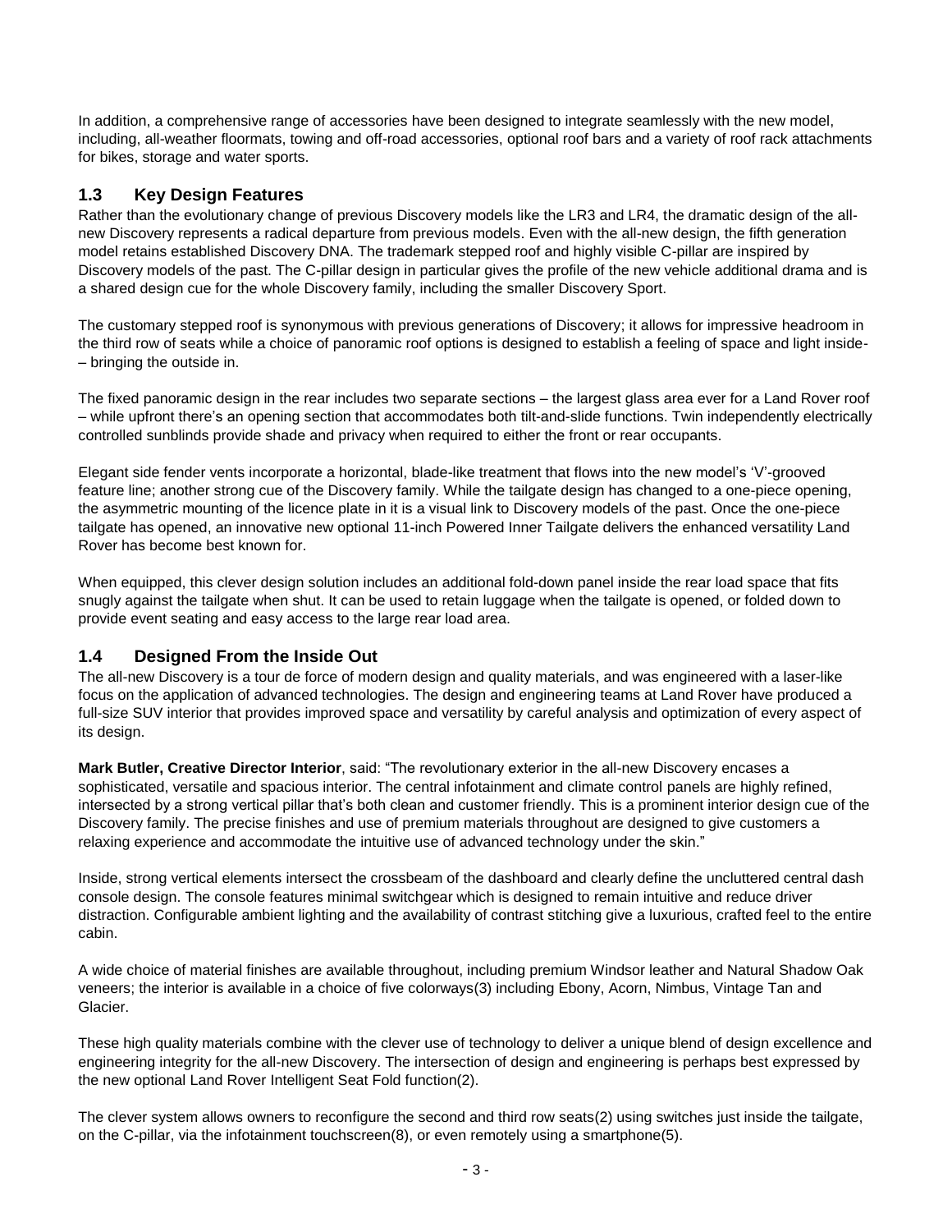In addition, a comprehensive range of accessories have been designed to integrate seamlessly with the new model, including, all-weather floormats, towing and off-road accessories, optional roof bars and a variety of roof rack attachments for bikes, storage and water sports.

## 1.3 Key Design Features

Rather than the evolutionary change of previous Discovery models like the LR3 and LR4, the dramatic design of the all-new Discovery represents a radical departure from previous models. Even with the all-new design, the fifth generation model retains established Discovery DNA. The trademark stepped roof and highly visible C-pillar are inspired by Discovery models of the past. The C-pillar design in particular gives the profile of the new vehicle additional drama and is a shared design cue for the whole Discovery family, including the smaller Discovery Sport.

The customary stepped roof is synonymous with previous generations of Discovery; it allows for impressive headroom in the third row of seats while a choice of panoramic roof options is designed to establish a feeling of space and light inside– – bringing the outside in.

The fixed panoramic design in the rear includes two separate sections – the largest glass area ever for a Land Rover roof – while upfront there's an opening section that accommodates both tilt-and-slide functions. Twin independently electrically controlled sunblinds provide shade and privacy when required to either the front or rear occupants.

Elegant side fender vents incorporate a horizontal, blade-like treatment that flows into the new model's 'V'-grooved feature line; another strong cue of the Discovery family. While the tailgate design has changed to a one-piece opening, the asymmetric mounting of the licence plate in it is a visual link to Discovery models of the past. Once the one-piece tailgate has opened, an innovative new optional 11-inch Powered Inner Tailgate delivers the enhanced versatility Land Rover has become best known for.

When equipped, this clever design solution includes an additional fold-down panel inside the rear load space that fits snugly against the tailgate when shut. It can be used to retain luggage when the tailgate is opened, or folded down to provide event seating and easy access to the large rear load area.

## 1.4 Designed From the Inside Out

The all-new Discovery is a tour de force of modern design and quality materials, and was engineered with a laser-like focus on the application of advanced technologies. The design and engineering teams at Land Rover have produced a full-size SUV interior that provides improved space and versatility by careful analysis and optimization of every aspect of its design.

**Mark Butler, Creative Director Interior**, said: "The revolutionary exterior in the all-new Discovery encases a sophisticated, versatile and spacious interior. The central infotainment and climate control panels are highly refined, intersected by a strong vertical pillar that's both clean and customer friendly. This is a prominent interior design cue of the Discovery family. The precise finishes and use of premium materials throughout are designed to give customers a relaxing experience and accommodate the intuitive use of advanced technology under the skin."

Inside, strong vertical elements intersect the crossbeam of the dashboard and clearly define the uncluttered central dash console design. The console features minimal switchgear which is designed to remain intuitive and reduce driver distraction. Configurable ambient lighting and the availability of contrast stitching give a luxurious, crafted feel to the entire cabin.

A wide choice of material finishes are available throughout, including premium Windsor leather and Natural Shadow Oak veneers; the interior is available in a choice of five colorways(3) including Ebony, Acorn, Nimbus, Vintage Tan and Glacier.

These high quality materials combine with the clever use of technology to deliver a unique blend of design excellence and engineering integrity for the all-new Discovery. The intersection of design and engineering is perhaps best expressed by the new optional Land Rover Intelligent Seat Fold function(2).

The clever system allows owners to reconfigure the second and third row seats(2) using switches just inside the tailgate, on the C-pillar, via the infotainment touchscreen(8), or even remotely using a smartphone(5).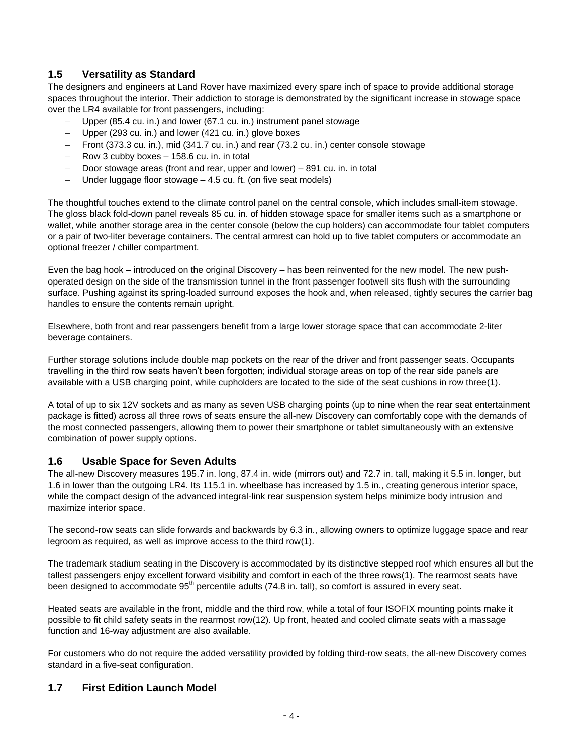## 1.5 Versatility as Standard

The designers and engineers at Land Rover have maximized every spare inch of space to provide additional storage spaces throughout the interior. Their addiction to storage is demonstrated by the significant increase in stowage space over the LR4 available for front passengers, including:

- Upper (85.4 cu. in.) and lower (67.1 cu. in.) instrument panel stowage
- Upper (293 cu. in.) and lower (421 cu. in.) glove boxes
- Front (373.3 cu. in.), mid (341.7 cu. in.) and rear (73.2 cu. in.) center console stowage
- Row 3 cubby boxes – 158.6 cu. in. in total
- Door stowage areas (front and rear, upper and lower) – 891 cu. in. in total
- Under luggage floor stowage – 4.5 cu. ft. (on five seat models)

The thoughtful touches extend to the climate control panel on the central console, which includes small-item stowage. The gloss black fold-down panel reveals 85 cu. in. of hidden stowage space for smaller items such as a smartphone or wallet, while another storage area in the center console (below the cup holders) can accommodate four tablet computers or a pair of two-liter beverage containers. The central armrest can hold up to five tablet computers or accommodate an optional freezer / chiller compartment.

Even the bag hook – introduced on the original Discovery – has been reinvented for the new model. The new push-operated design on the side of the transmission tunnel in the front passenger footwell sits flush with the surrounding surface. Pushing against its spring-loaded surround exposes the hook and, when released, tightly secures the carrier bag handles to ensure the contents remain upright.

Elsewhere, both front and rear passengers benefit from a large lower storage space that can accommodate 2-liter beverage containers.

Further storage solutions include double map pockets on the rear of the driver and front passenger seats. Occupants travelling in the third row seats haven't been forgotten; individual storage areas on top of the rear side panels are available with a USB charging point, while cupholders are located to the side of the seat cushions in row three(1).

A total of up to six 12V sockets and as many as seven USB charging points (up to nine when the rear seat entertainment package is fitted) across all three rows of seats ensure the all-new Discovery can comfortably cope with the demands of the most connected passengers, allowing them to power their smartphone or tablet simultaneously with an extensive combination of power supply options.

## 1.6 Usable Space for Seven Adults

The all-new Discovery measures 195.7 in. long, 87.4 in. wide (mirrors out) and 72.7 in. tall, making it 5.5 in. longer, but 1.6 in lower than the outgoing LR4. Its 115.1 in. wheelbase has increased by 1.5 in., creating generous interior space, while the compact design of the advanced integral-link rear suspension system helps minimize body intrusion and maximize interior space.

The second-row seats can slide forwards and backwards by 6.3 in., allowing owners to optimize luggage space and rear legroom as required, as well as improve access to the third row(1).

The trademark stadium seating in the Discovery is accommodated by its distinctive stepped roof which ensures all but the tallest passengers enjoy excellent forward visibility and comfort in each of the three rows(1). The rearmost seats have been designed to accommodate 95th percentile adults (74.8 in. tall), so comfort is assured in every seat.

Heated seats are available in the front, middle and the third row, while a total of four ISOFIX mounting points make it possible to fit child safety seats in the rearmost row(12). Up front, heated and cooled climate seats with a massage function and 16-way adjustment are also available.

For customers who do not require the added versatility provided by folding third-row seats, the all-new Discovery comes standard in a five-seat configuration.

## 1.7 First Edition Launch Model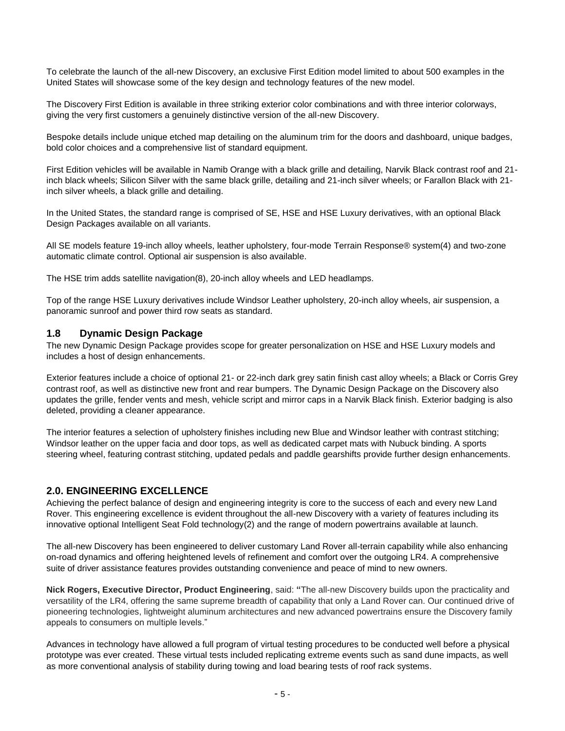To celebrate the launch of the all-new Discovery, an exclusive First Edition model limited to about 500 examples in the United States will showcase some of the key design and technology features of the new model.

The Discovery First Edition is available in three striking exterior color combinations and with three interior colorways, giving the very first customers a genuinely distinctive version of the all-new Discovery.

Bespoke details include unique etched map detailing on the aluminum trim for the doors and dashboard, unique badges, bold color choices and a comprehensive list of standard equipment.

First Edition vehicles will be available in Namib Orange with a black grille and detailing, Narvik Black contrast roof and 21-inch black wheels; Silicon Silver with the same black grille, detailing and 21-inch silver wheels; or Farallon Black with 21-inch silver wheels, a black grille and detailing.

In the United States, the standard range is comprised of SE, HSE and HSE Luxury derivatives, with an optional Black Design Packages available on all variants.

All SE models feature 19-inch alloy wheels, leather upholstery, four-mode Terrain Response® system(4) and two-zone automatic climate control. Optional air suspension is also available.

The HSE trim adds satellite navigation(8), 20-inch alloy wheels and LED headlamps.

Top of the range HSE Luxury derivatives include Windsor Leather upholstery, 20-inch alloy wheels, air suspension, a panoramic sunroof and power third row seats as standard.

### 1.8 Dynamic Design Package

The new Dynamic Design Package provides scope for greater personalization on HSE and HSE Luxury models and includes a host of design enhancements.

Exterior features include a choice of optional 21- or 22-inch dark grey satin finish cast alloy wheels; a Black or Corris Grey contrast roof, as well as distinctive new front and rear bumpers. The Dynamic Design Package on the Discovery also updates the grille, fender vents and mesh, vehicle script and mirror caps in a Narvik Black finish. Exterior badging is also deleted, providing a cleaner appearance.

The interior features a selection of upholstery finishes including new Blue and Windsor leather with contrast stitching; Windsor leather on the upper facia and door tops, as well as dedicated carpet mats with Nubuck binding. A sports steering wheel, featuring contrast stitching, updated pedals and paddle gearshifts provide further design enhancements.

## 2.0. ENGINEERING EXCELLENCE

Achieving the perfect balance of design and engineering integrity is core to the success of each and every new Land Rover. This engineering excellence is evident throughout the all-new Discovery with a variety of features including its innovative optional Intelligent Seat Fold technology(2) and the range of modern powertrains available at launch.

The all-new Discovery has been engineered to deliver customary Land Rover all-terrain capability while also enhancing on-road dynamics and offering heightened levels of refinement and comfort over the outgoing LR4. A comprehensive suite of driver assistance features provides outstanding convenience and peace of mind to new owners.

**Nick Rogers, Executive Director, Product Engineering**, said: "The all-new Discovery builds upon the practicality and versatility of the LR4, offering the same supreme breadth of capability that only a Land Rover can. Our continued drive of pioneering technologies, lightweight aluminum architectures and new advanced powertrains ensure the Discovery family appeals to consumers on multiple levels."

Advances in technology have allowed a full program of virtual testing procedures to be conducted well before a physical prototype was ever created. These virtual tests included replicating extreme events such as sand dune impacts, as well as more conventional analysis of stability during towing and load bearing tests of roof rack systems.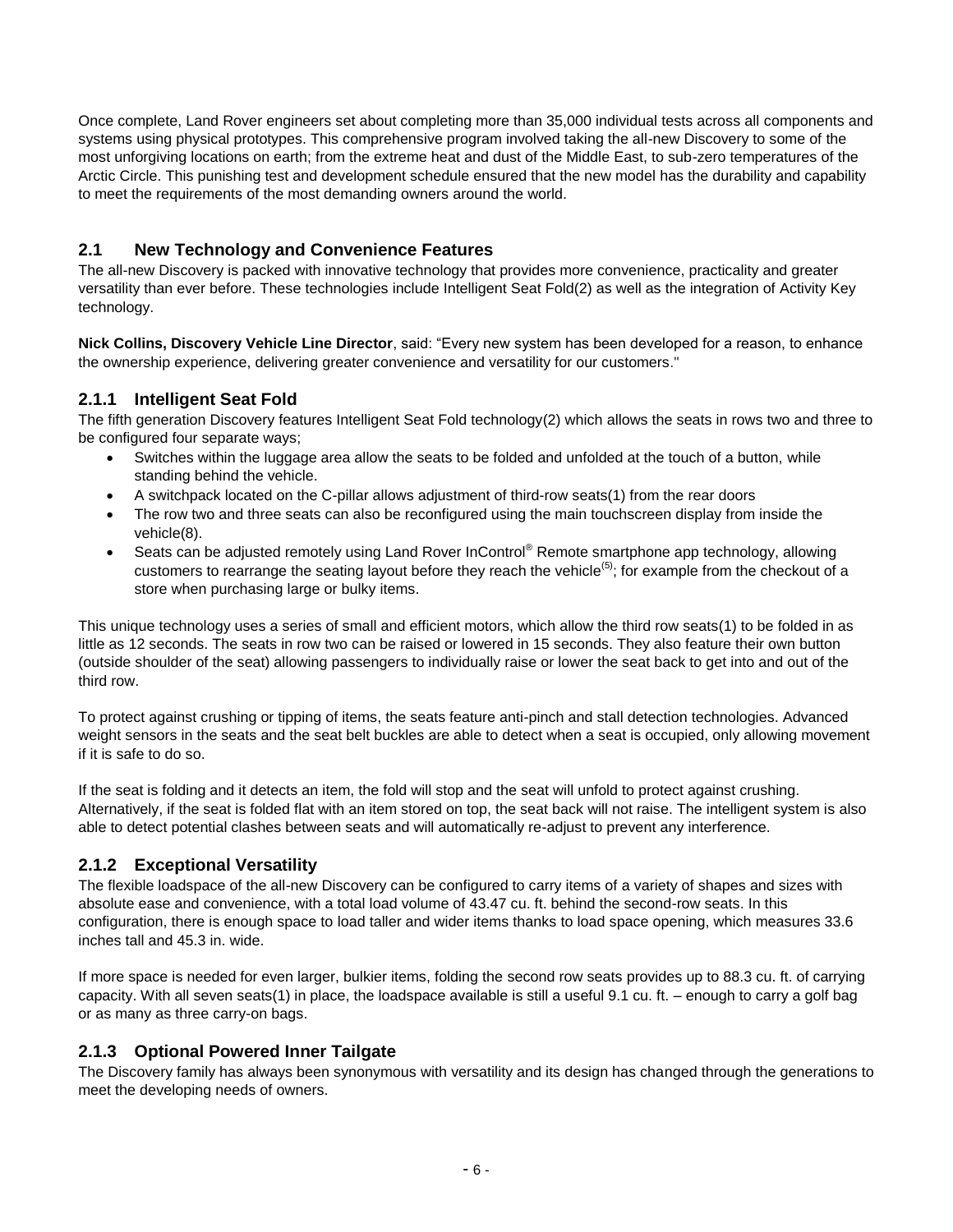Once complete, Land Rover engineers set about completing more than 35,000 individual tests across all components and systems using physical prototypes. This comprehensive program involved taking the all-new Discovery to some of the most unforgiving locations on earth; from the extreme heat and dust of the Middle East, to sub-zero temperatures of the Arctic Circle. This punishing test and development schedule ensured that the new model has the durability and capability to meet the requirements of the most demanding owners around the world.

## 2.1 New Technology and Convenience Features

The all-new Discovery is packed with innovative technology that provides more convenience, practicality and greater versatility than ever before. These technologies include Intelligent Seat Fold(2) as well as the integration of Activity Key technology.

**Nick Collins, Discovery Vehicle Line Director**, said: "Every new system has been developed for a reason, to enhance the ownership experience, delivering greater convenience and versatility for our customers."

### 2.1.1 Intelligent Seat Fold

The fifth generation Discovery features Intelligent Seat Fold technology(2) which allows the seats in rows two and three to be configured four separate ways;

- Switches within the luggage area allow the seats to be folded and unfolded at the touch of a button, while standing behind the vehicle.
- A switchpack located on the C-pillar allows adjustment of third-row seats(1) from the rear doors
- The row two and three seats can also be reconfigured using the main touchscreen display from inside the vehicle(8).
- Seats can be adjusted remotely using Land Rover InControl® Remote smartphone app technology, allowing customers to rearrange the seating layout before they reach the vehicle(5); for example from the checkout of a store when purchasing large or bulky items.

This unique technology uses a series of small and efficient motors, which allow the third row seats(1) to be folded in as little as 12 seconds. The seats in row two can be raised or lowered in 15 seconds. They also feature their own button (outside shoulder of the seat) allowing passengers to individually raise or lower the seat back to get into and out of the third row.

To protect against crushing or tipping of items, the seats feature anti-pinch and stall detection technologies. Advanced weight sensors in the seats and the seat belt buckles are able to detect when a seat is occupied, only allowing movement if it is safe to do so.

If the seat is folding and it detects an item, the fold will stop and the seat will unfold to protect against crushing. Alternatively, if the seat is folded flat with an item stored on top, the seat back will not raise. The intelligent system is also able to detect potential clashes between seats and will automatically re-adjust to prevent any interference.

### 2.1.2 Exceptional Versatility

The flexible loadspace of the all-new Discovery can be configured to carry items of a variety of shapes and sizes with absolute ease and convenience, with a total load volume of 43.47 cu. ft. behind the second-row seats. In this configuration, there is enough space to load taller and wider items thanks to load space opening, which measures 33.6 inches tall and 45.3 in. wide.

If more space is needed for even larger, bulkier items, folding the second row seats provides up to 88.3 cu. ft. of carrying capacity. With all seven seats(1) in place, the loadspace available is still a useful 9.1 cu. ft. – enough to carry a golf bag or as many as three carry-on bags.

### 2.1.3 Optional Powered Inner Tailgate

The Discovery family has always been synonymous with versatility and its design has changed through the generations to meet the developing needs of owners.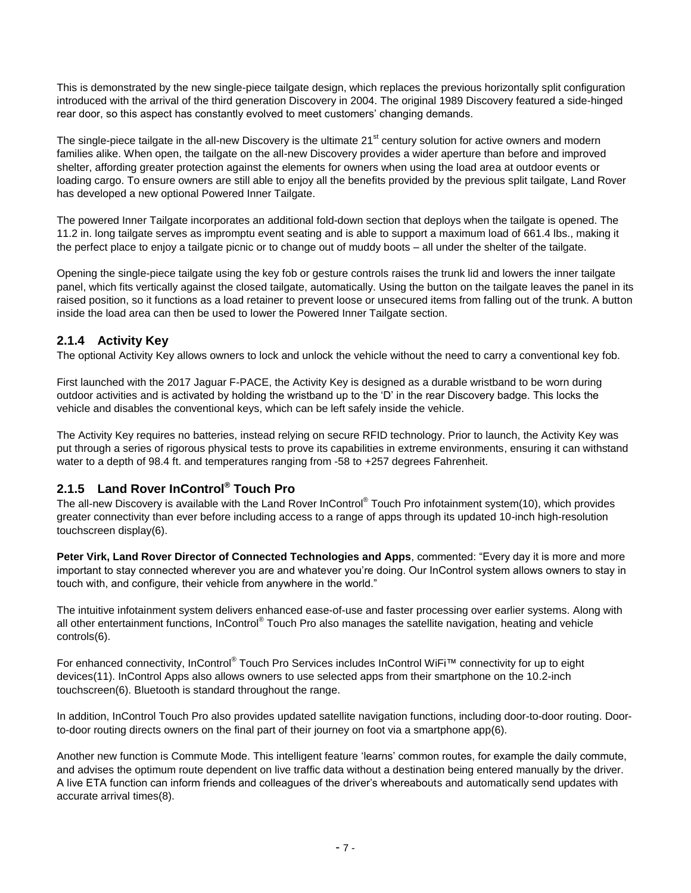This is demonstrated by the new single-piece tailgate design, which replaces the previous horizontally split configuration introduced with the arrival of the third generation Discovery in 2004. The original 1989 Discovery featured a side-hinged rear door, so this aspect has constantly evolved to meet customers' changing demands.

The single-piece tailgate in the all-new Discovery is the ultimate 21st century solution for active owners and modern families alike. When open, the tailgate on the all-new Discovery provides a wider aperture than before and improved shelter, affording greater protection against the elements for owners when using the load area at outdoor events or loading cargo. To ensure owners are still able to enjoy all the benefits provided by the previous split tailgate, Land Rover has developed a new optional Powered Inner Tailgate.

The powered Inner Tailgate incorporates an additional fold-down section that deploys when the tailgate is opened. The 11.2 in. long tailgate serves as impromptu event seating and is able to support a maximum load of 661.4 lbs., making it the perfect place to enjoy a tailgate picnic or to change out of muddy boots – all under the shelter of the tailgate.

Opening the single-piece tailgate using the key fob or gesture controls raises the trunk lid and lowers the inner tailgate panel, which fits vertically against the closed tailgate, automatically. Using the button on the tailgate leaves the panel in its raised position, so it functions as a load retainer to prevent loose or unsecured items from falling out of the trunk. A button inside the load area can then be used to lower the Powered Inner Tailgate section.

### 2.1.4 Activity Key

The optional Activity Key allows owners to lock and unlock the vehicle without the need to carry a conventional key fob.

First launched with the 2017 Jaguar F-PACE, the Activity Key is designed as a durable wristband to be worn during outdoor activities and is activated by holding the wristband up to the 'D' in the rear Discovery badge. This locks the vehicle and disables the conventional keys, which can be left safely inside the vehicle.

The Activity Key requires no batteries, instead relying on secure RFID technology. Prior to launch, the Activity Key was put through a series of rigorous physical tests to prove its capabilities in extreme environments, ensuring it can withstand water to a depth of 98.4 ft. and temperatures ranging from -58 to +257 degrees Fahrenheit.

### 2.1.5 Land Rover InControl® Touch Pro

The all-new Discovery is available with the Land Rover InControl® Touch Pro infotainment system(10), which provides greater connectivity than ever before including access to a range of apps through its updated 10-inch high-resolution touchscreen display(6).

**Peter Virk, Land Rover Director of Connected Technologies and Apps**, commented: "Every day it is more and more important to stay connected wherever you are and whatever you're doing. Our InControl system allows owners to stay in touch with, and configure, their vehicle from anywhere in the world."

The intuitive infotainment system delivers enhanced ease-of-use and faster processing over earlier systems. Along with all other entertainment functions, InControl® Touch Pro also manages the satellite navigation, heating and vehicle controls(6).

For enhanced connectivity, InControl® Touch Pro Services includes InControl WiFi™ connectivity for up to eight devices(11). InControl Apps also allows owners to use selected apps from their smartphone on the 10.2-inch touchscreen(6). Bluetooth is standard throughout the range.

In addition, InControl Touch Pro also provides updated satellite navigation functions, including door-to-door routing. Door-to-door routing directs owners on the final part of their journey on foot via a smartphone app(6).

Another new function is Commute Mode. This intelligent feature 'learns' common routes, for example the daily commute, and advises the optimum route dependent on live traffic data without a destination being entered manually by the driver. A live ETA function can inform friends and colleagues of the driver's whereabouts and automatically send updates with accurate arrival times(8).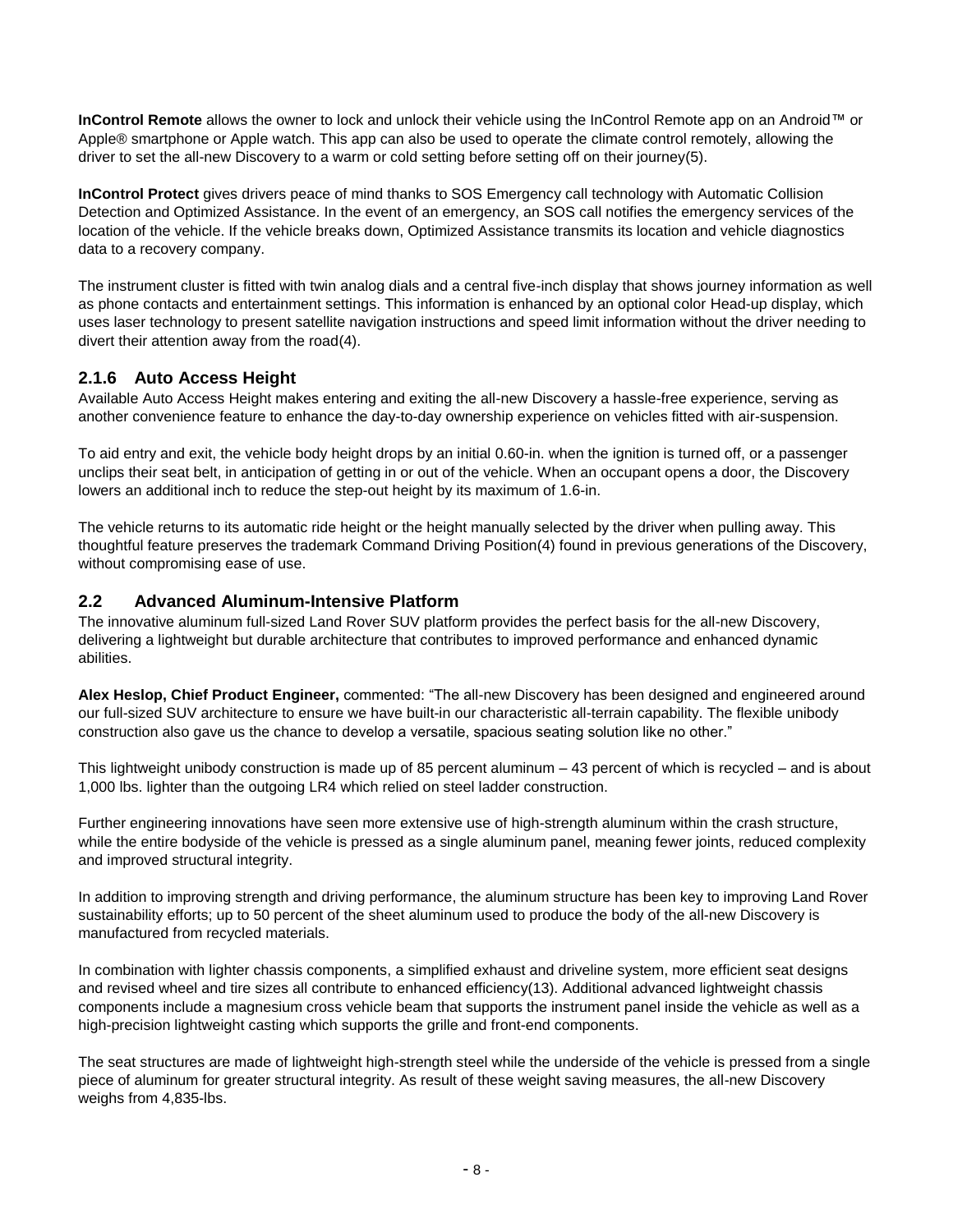**InControl Remote** allows the owner to lock and unlock their vehicle using the InControl Remote app on an Android™ or Apple® smartphone or Apple watch. This app can also be used to operate the climate control remotely, allowing the driver to set the all-new Discovery to a warm or cold setting before setting off on their journey(5).

**InControl Protect** gives drivers peace of mind thanks to SOS Emergency call technology with Automatic Collision Detection and Optimized Assistance. In the event of an emergency, an SOS call notifies the emergency services of the location of the vehicle. If the vehicle breaks down, Optimized Assistance transmits its location and vehicle diagnostics data to a recovery company.

The instrument cluster is fitted with twin analog dials and a central five-inch display that shows journey information as well as phone contacts and entertainment settings. This information is enhanced by an optional color Head-up display, which uses laser technology to present satellite navigation instructions and speed limit information without the driver needing to divert their attention away from the road(4).

### 2.1.6 Auto Access Height

Available Auto Access Height makes entering and exiting the all-new Discovery a hassle-free experience, serving as another convenience feature to enhance the day-to-day ownership experience on vehicles fitted with air-suspension.

To aid entry and exit, the vehicle body height drops by an initial 0.60-in. when the ignition is turned off, or a passenger unclips their seat belt, in anticipation of getting in or out of the vehicle. When an occupant opens a door, the Discovery lowers an additional inch to reduce the step-out height by its maximum of 1.6-in.

The vehicle returns to its automatic ride height or the height manually selected by the driver when pulling away. This thoughtful feature preserves the trademark Command Driving Position(4) found in previous generations of the Discovery, without compromising ease of use.

## 2.2 Advanced Aluminum-Intensive Platform

The innovative aluminum full-sized Land Rover SUV platform provides the perfect basis for the all-new Discovery, delivering a lightweight but durable architecture that contributes to improved performance and enhanced dynamic abilities.

**Alex Heslop, Chief Product Engineer,** commented: “The all-new Discovery has been designed and engineered around our full-sized SUV architecture to ensure we have built-in our characteristic all-terrain capability. The flexible unibody construction also gave us the chance to develop a versatile, spacious seating solution like no other.”

This lightweight unibody construction is made up of 85 percent aluminum – 43 percent of which is recycled – and is about 1,000 lbs. lighter than the outgoing LR4 which relied on steel ladder construction.

Further engineering innovations have seen more extensive use of high-strength aluminum within the crash structure, while the entire bodyside of the vehicle is pressed as a single aluminum panel, meaning fewer joints, reduced complexity and improved structural integrity.

In addition to improving strength and driving performance, the aluminum structure has been key to improving Land Rover sustainability efforts; up to 50 percent of the sheet aluminum used to produce the body of the all-new Discovery is manufactured from recycled materials.

In combination with lighter chassis components, a simplified exhaust and driveline system, more efficient seat designs and revised wheel and tire sizes all contribute to enhanced efficiency(13). Additional advanced lightweight chassis components include a magnesium cross vehicle beam that supports the instrument panel inside the vehicle as well as a high-precision lightweight casting which supports the grille and front-end components.

The seat structures are made of lightweight high-strength steel while the underside of the vehicle is pressed from a single piece of aluminum for greater structural integrity. As result of these weight saving measures, the all-new Discovery weighs from 4,835-lbs.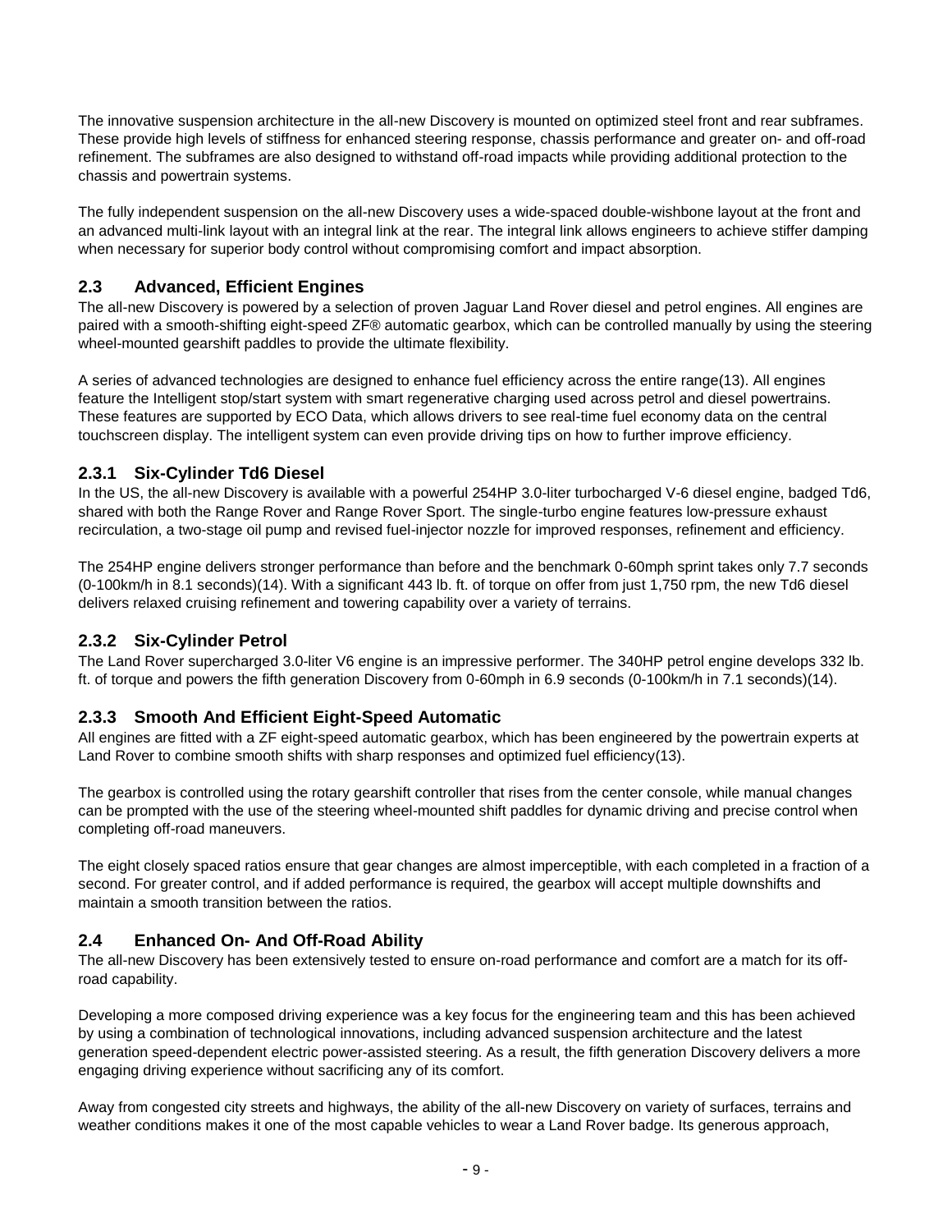The innovative suspension architecture in the all-new Discovery is mounted on optimized steel front and rear subframes. These provide high levels of stiffness for enhanced steering response, chassis performance and greater on- and off-road refinement. The subframes are also designed to withstand off-road impacts while providing additional protection to the chassis and powertrain systems.

The fully independent suspension on the all-new Discovery uses a wide-spaced double-wishbone layout at the front and an advanced multi-link layout with an integral link at the rear. The integral link allows engineers to achieve stiffer damping when necessary for superior body control without compromising comfort and impact absorption.

## 2.3 Advanced, Efficient Engines

The all-new Discovery is powered by a selection of proven Jaguar Land Rover diesel and petrol engines. All engines are paired with a smooth-shifting eight-speed ZF® automatic gearbox, which can be controlled manually by using the steering wheel-mounted gearshift paddles to provide the ultimate flexibility.

A series of advanced technologies are designed to enhance fuel efficiency across the entire range(13). All engines feature the Intelligent stop/start system with smart regenerative charging used across petrol and diesel powertrains. These features are supported by ECO Data, which allows drivers to see real-time fuel economy data on the central touchscreen display. The intelligent system can even provide driving tips on how to further improve efficiency.

### 2.3.1 Six-Cylinder Td6 Diesel

In the US, the all-new Discovery is available with a powerful 254HP 3.0-liter turbocharged V-6 diesel engine, badged Td6, shared with both the Range Rover and Range Rover Sport. The single-turbo engine features low-pressure exhaust recirculation, a two-stage oil pump and revised fuel-injector nozzle for improved responses, refinement and efficiency.

The 254HP engine delivers stronger performance than before and the benchmark 0-60mph sprint takes only 7.7 seconds (0-100km/h in 8.1 seconds)(14). With a significant 443 lb. ft. of torque on offer from just 1,750 rpm, the new Td6 diesel delivers relaxed cruising refinement and towering capability over a variety of terrains.

### 2.3.2 Six-Cylinder Petrol

The Land Rover supercharged 3.0-liter V6 engine is an impressive performer. The 340HP petrol engine develops 332 lb. ft. of torque and powers the fifth generation Discovery from 0-60mph in 6.9 seconds (0-100km/h in 7.1 seconds)(14).

### 2.3.3 Smooth And Efficient Eight-Speed Automatic

All engines are fitted with a ZF eight-speed automatic gearbox, which has been engineered by the powertrain experts at Land Rover to combine smooth shifts with sharp responses and optimized fuel efficiency(13).

The gearbox is controlled using the rotary gearshift controller that rises from the center console, while manual changes can be prompted with the use of the steering wheel-mounted shift paddles for dynamic driving and precise control when completing off-road maneuvers.

The eight closely spaced ratios ensure that gear changes are almost imperceptible, with each completed in a fraction of a second. For greater control, and if added performance is required, the gearbox will accept multiple downshifts and maintain a smooth transition between the ratios.

## 2.4 Enhanced On- And Off-Road Ability

The all-new Discovery has been extensively tested to ensure on-road performance and comfort are a match for its off-road capability.

Developing a more composed driving experience was a key focus for the engineering team and this has been achieved by using a combination of technological innovations, including advanced suspension architecture and the latest generation speed-dependent electric power-assisted steering. As a result, the fifth generation Discovery delivers a more engaging driving experience without sacrificing any of its comfort.

Away from congested city streets and highways, the ability of the all-new Discovery on variety of surfaces, terrains and weather conditions makes it one of the most capable vehicles to wear a Land Rover badge. Its generous approach,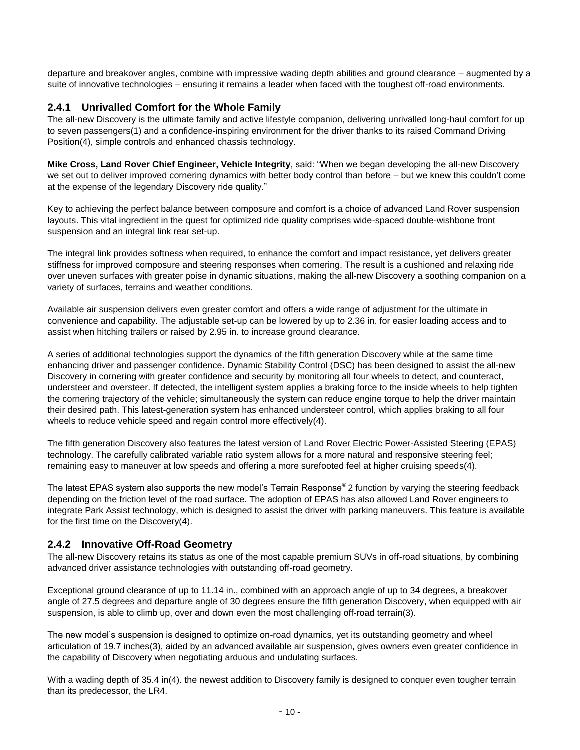departure and breakover angles, combine with impressive wading depth abilities and ground clearance – augmented by a suite of innovative technologies – ensuring it remains a leader when faced with the toughest off-road environments.

### 2.4.1 Unrivalled Comfort for the Whole Family

The all-new Discovery is the ultimate family and active lifestyle companion, delivering unrivalled long-haul comfort for up to seven passengers(1) and a confidence-inspiring environment for the driver thanks to its raised Command Driving Position(4), simple controls and enhanced chassis technology.

**Mike Cross, Land Rover Chief Engineer, Vehicle Integrity**, said: "When we began developing the all-new Discovery we set out to deliver improved cornering dynamics with better body control than before – but we knew this couldn't come at the expense of the legendary Discovery ride quality."

Key to achieving the perfect balance between composure and comfort is a choice of advanced Land Rover suspension layouts. This vital ingredient in the quest for optimized ride quality comprises wide-spaced double-wishbone front suspension and an integral link rear set-up.

The integral link provides softness when required, to enhance the comfort and impact resistance, yet delivers greater stiffness for improved composure and steering responses when cornering. The result is a cushioned and relaxing ride over uneven surfaces with greater poise in dynamic situations, making the all-new Discovery a soothing companion on a variety of surfaces, terrains and weather conditions.

Available air suspension delivers even greater comfort and offers a wide range of adjustment for the ultimate in convenience and capability. The adjustable set-up can be lowered by up to 2.36 in. for easier loading access and to assist when hitching trailers or raised by 2.95 in. to increase ground clearance.

A series of additional technologies support the dynamics of the fifth generation Discovery while at the same time enhancing driver and passenger confidence. Dynamic Stability Control (DSC) has been designed to assist the all-new Discovery in cornering with greater confidence and security by monitoring all four wheels to detect, and counteract, understeer and oversteer. If detected, the intelligent system applies a braking force to the inside wheels to help tighten the cornering trajectory of the vehicle; simultaneously the system can reduce engine torque to help the driver maintain their desired path. This latest-generation system has enhanced understeer control, which applies braking to all four wheels to reduce vehicle speed and regain control more effectively(4).

The fifth generation Discovery also features the latest version of Land Rover Electric Power-Assisted Steering (EPAS) technology. The carefully calibrated variable ratio system allows for a more natural and responsive steering feel; remaining easy to maneuver at low speeds and offering a more surefooted feel at higher cruising speeds(4).

The latest EPAS system also supports the new model's Terrain Response® 2 function by varying the steering feedback depending on the friction level of the road surface. The adoption of EPAS has also allowed Land Rover engineers to integrate Park Assist technology, which is designed to assist the driver with parking maneuvers. This feature is available for the first time on the Discovery(4).

### 2.4.2 Innovative Off-Road Geometry

The all-new Discovery retains its status as one of the most capable premium SUVs in off-road situations, by combining advanced driver assistance technologies with outstanding off-road geometry.

Exceptional ground clearance of up to 11.14 in., combined with an approach angle of up to 34 degrees, a breakover angle of 27.5 degrees and departure angle of 30 degrees ensure the fifth generation Discovery, when equipped with air suspension, is able to climb up, over and down even the most challenging off-road terrain(3).

The new model's suspension is designed to optimize on-road dynamics, yet its outstanding geometry and wheel articulation of 19.7 inches(3), aided by an advanced available air suspension, gives owners even greater confidence in the capability of Discovery when negotiating arduous and undulating surfaces.

With a wading depth of 35.4 in(4). the newest addition to Discovery family is designed to conquer even tougher terrain than its predecessor, the LR4.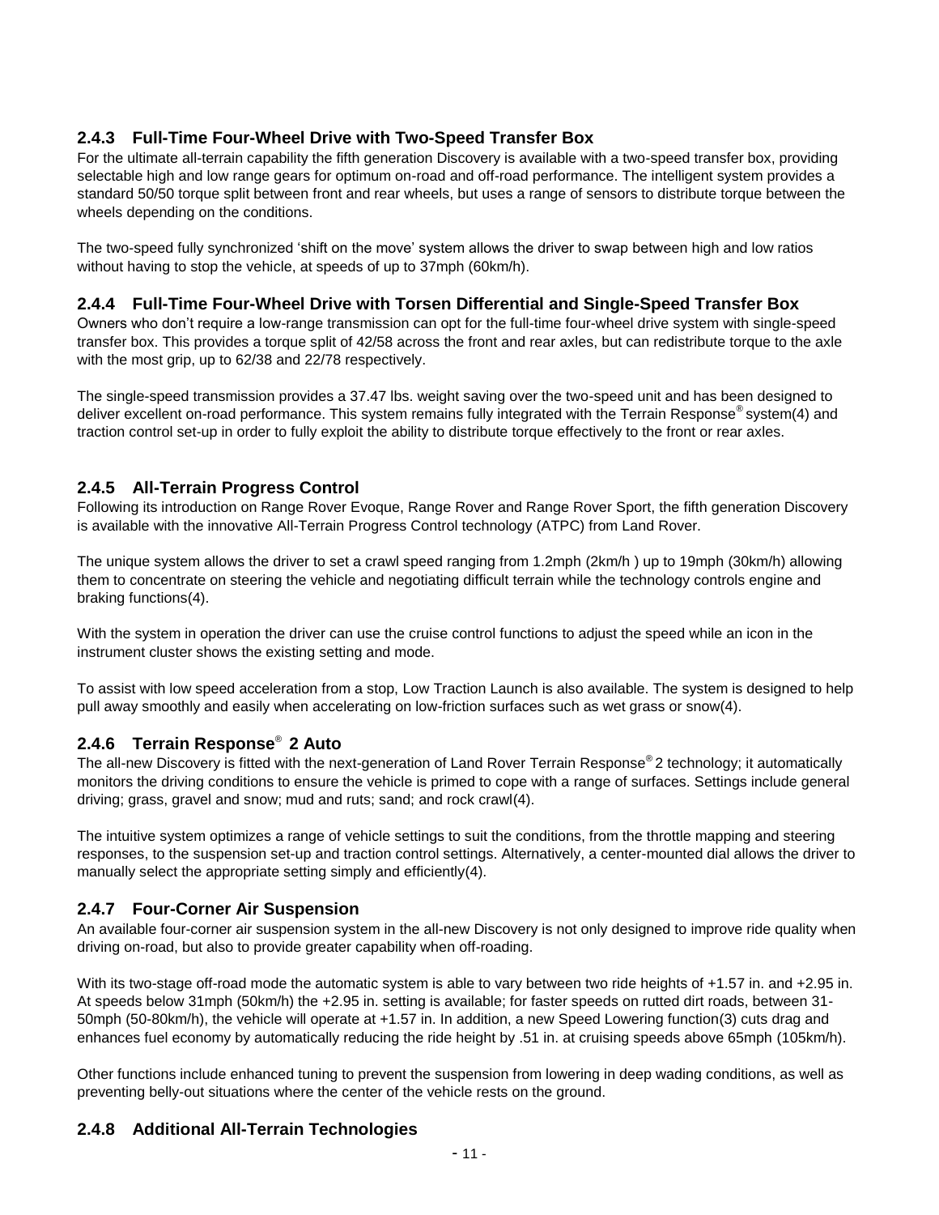### 2.4.3 Full-Time Four-Wheel Drive with Two-Speed Transfer Box

For the ultimate all-terrain capability the fifth generation Discovery is available with a two-speed transfer box, providing selectable high and low range gears for optimum on-road and off-road performance. The intelligent system provides a standard 50/50 torque split between front and rear wheels, but uses a range of sensors to distribute torque between the wheels depending on the conditions.

The two-speed fully synchronized 'shift on the move' system allows the driver to swap between high and low ratios without having to stop the vehicle, at speeds of up to 37mph (60km/h).

### 2.4.4 Full-Time Four-Wheel Drive with Torsen Differential and Single-Speed Transfer Box

Owners who don't require a low-range transmission can opt for the full-time four-wheel drive system with single-speed transfer box. This provides a torque split of 42/58 across the front and rear axles, but can redistribute torque to the axle with the most grip, up to 62/38 and 22/78 respectively.

The single-speed transmission provides a 37.47 lbs. weight saving over the two-speed unit and has been designed to deliver excellent on-road performance. This system remains fully integrated with the Terrain Response® system(4) and traction control set-up in order to fully exploit the ability to distribute torque effectively to the front or rear axles.

### 2.4.5 All-Terrain Progress Control

Following its introduction on Range Rover Evoque, Range Rover and Range Rover Sport, the fifth generation Discovery is available with the innovative All-Terrain Progress Control technology (ATPC) from Land Rover.

The unique system allows the driver to set a crawl speed ranging from 1.2mph (2km/h ) up to 19mph (30km/h) allowing them to concentrate on steering the vehicle and negotiating difficult terrain while the technology controls engine and braking functions(4).

With the system in operation the driver can use the cruise control functions to adjust the speed while an icon in the instrument cluster shows the existing setting and mode.

To assist with low speed acceleration from a stop, Low Traction Launch is also available. The system is designed to help pull away smoothly and easily when accelerating on low-friction surfaces such as wet grass or snow(4).

### 2.4.6 Terrain Response® 2 Auto

The all-new Discovery is fitted with the next-generation of Land Rover Terrain Response® 2 technology; it automatically monitors the driving conditions to ensure the vehicle is primed to cope with a range of surfaces. Settings include general driving; grass, gravel and snow; mud and ruts; sand; and rock crawl(4).

The intuitive system optimizes a range of vehicle settings to suit the conditions, from the throttle mapping and steering responses, to the suspension set-up and traction control settings. Alternatively, a center-mounted dial allows the driver to manually select the appropriate setting simply and efficiently(4).

### 2.4.7 Four-Corner Air Suspension

An available four-corner air suspension system in the all-new Discovery is not only designed to improve ride quality when driving on-road, but also to provide greater capability when off-roading.

With its two-stage off-road mode the automatic system is able to vary between two ride heights of +1.57 in. and +2.95 in. At speeds below 31mph (50km/h) the +2.95 in. setting is available; for faster speeds on rutted dirt roads, between 31-50mph (50-80km/h), the vehicle will operate at +1.57 in. In addition, a new Speed Lowering function(3) cuts drag and enhances fuel economy by automatically reducing the ride height by .51 in. at cruising speeds above 65mph (105km/h).

Other functions include enhanced tuning to prevent the suspension from lowering in deep wading conditions, as well as preventing belly-out situations where the center of the vehicle rests on the ground.

### 2.4.8 Additional All-Terrain Technologies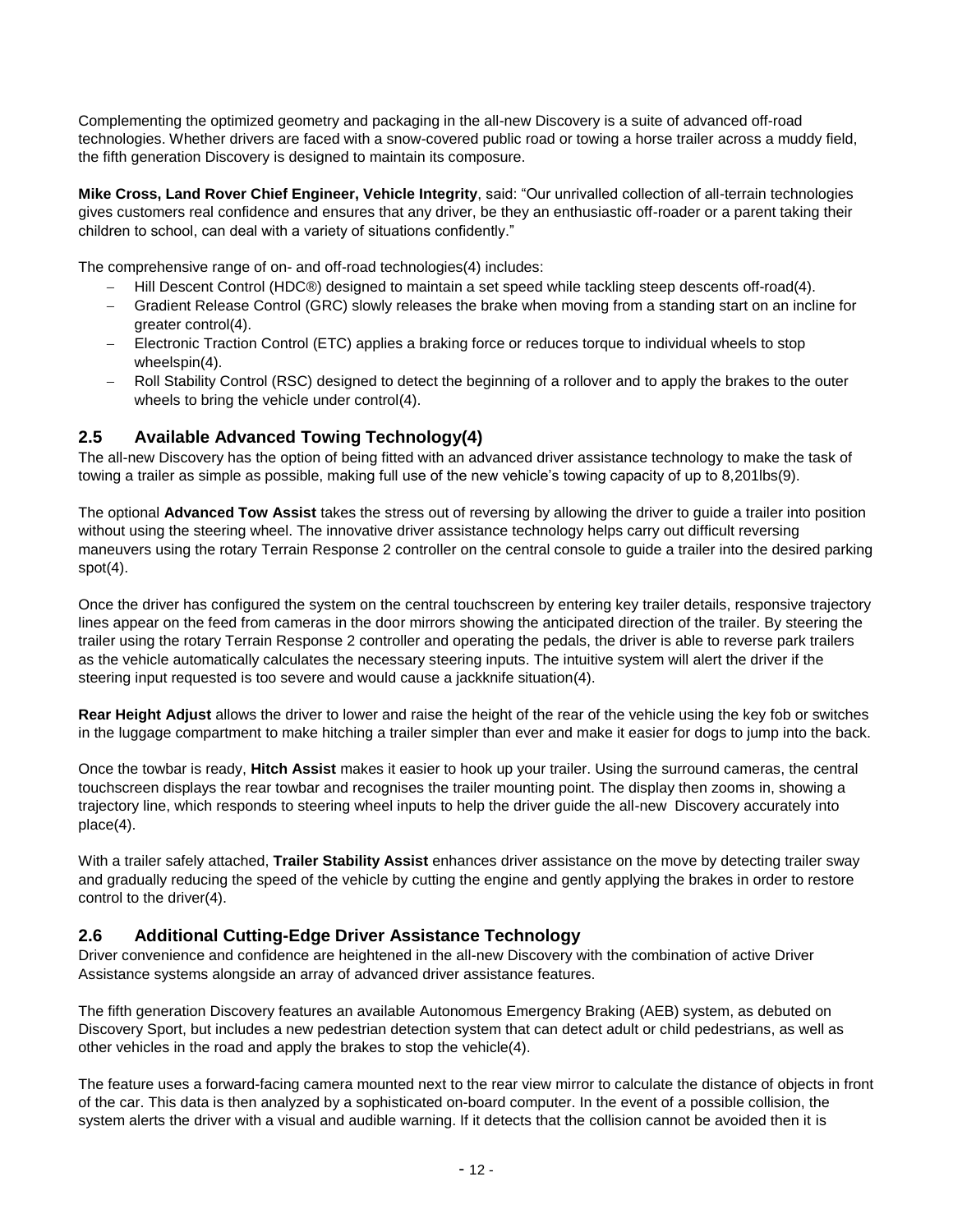Complementing the optimized geometry and packaging in the all-new Discovery is a suite of advanced off-road technologies. Whether drivers are faced with a snow-covered public road or towing a horse trailer across a muddy field, the fifth generation Discovery is designed to maintain its composure.

**Mike Cross, Land Rover Chief Engineer, Vehicle Integrity**, said: "Our unrivalled collection of all-terrain technologies gives customers real confidence and ensures that any driver, be they an enthusiastic off-roader or a parent taking their children to school, can deal with a variety of situations confidently."

The comprehensive range of on- and off-road technologies(4) includes:

- Hill Descent Control (HDC®) designed to maintain a set speed while tackling steep descents off-road(4).
- Gradient Release Control (GRC) slowly releases the brake when moving from a standing start on an incline for greater control(4).
- Electronic Traction Control (ETC) applies a braking force or reduces torque to individual wheels to stop wheelspin(4).
- Roll Stability Control (RSC) designed to detect the beginning of a rollover and to apply the brakes to the outer wheels to bring the vehicle under control(4).

## 2.5 Available Advanced Towing Technology(4)

The all-new Discovery has the option of being fitted with an advanced driver assistance technology to make the task of towing a trailer as simple as possible, making full use of the new vehicle's towing capacity of up to 8,201lbs(9).

The optional **Advanced Tow Assist** takes the stress out of reversing by allowing the driver to guide a trailer into position without using the steering wheel. The innovative driver assistance technology helps carry out difficult reversing maneuvers using the rotary Terrain Response 2 controller on the central console to guide a trailer into the desired parking spot(4).

Once the driver has configured the system on the central touchscreen by entering key trailer details, responsive trajectory lines appear on the feed from cameras in the door mirrors showing the anticipated direction of the trailer. By steering the trailer using the rotary Terrain Response 2 controller and operating the pedals, the driver is able to reverse park trailers as the vehicle automatically calculates the necessary steering inputs. The intuitive system will alert the driver if the steering input requested is too severe and would cause a jackknife situation(4).

**Rear Height Adjust** allows the driver to lower and raise the height of the rear of the vehicle using the key fob or switches in the luggage compartment to make hitching a trailer simpler than ever and make it easier for dogs to jump into the back.

Once the towbar is ready, **Hitch Assist** makes it easier to hook up your trailer. Using the surround cameras, the central touchscreen displays the rear towbar and recognises the trailer mounting point. The display then zooms in, showing a trajectory line, which responds to steering wheel inputs to help the driver guide the all-new Discovery accurately into place(4).

With a trailer safely attached, **Trailer Stability Assist** enhances driver assistance on the move by detecting trailer sway and gradually reducing the speed of the vehicle by cutting the engine and gently applying the brakes in order to restore control to the driver(4).

## 2.6 Additional Cutting-Edge Driver Assistance Technology

Driver convenience and confidence are heightened in the all-new Discovery with the combination of active Driver Assistance systems alongside an array of advanced driver assistance features.

The fifth generation Discovery features an available Autonomous Emergency Braking (AEB) system, as debuted on Discovery Sport, but includes a new pedestrian detection system that can detect adult or child pedestrians, as well as other vehicles in the road and apply the brakes to stop the vehicle(4).

The feature uses a forward-facing camera mounted next to the rear view mirror to calculate the distance of objects in front of the car. This data is then analyzed by a sophisticated on-board computer. In the event of a possible collision, the system alerts the driver with a visual and audible warning. If it detects that the collision cannot be avoided then it is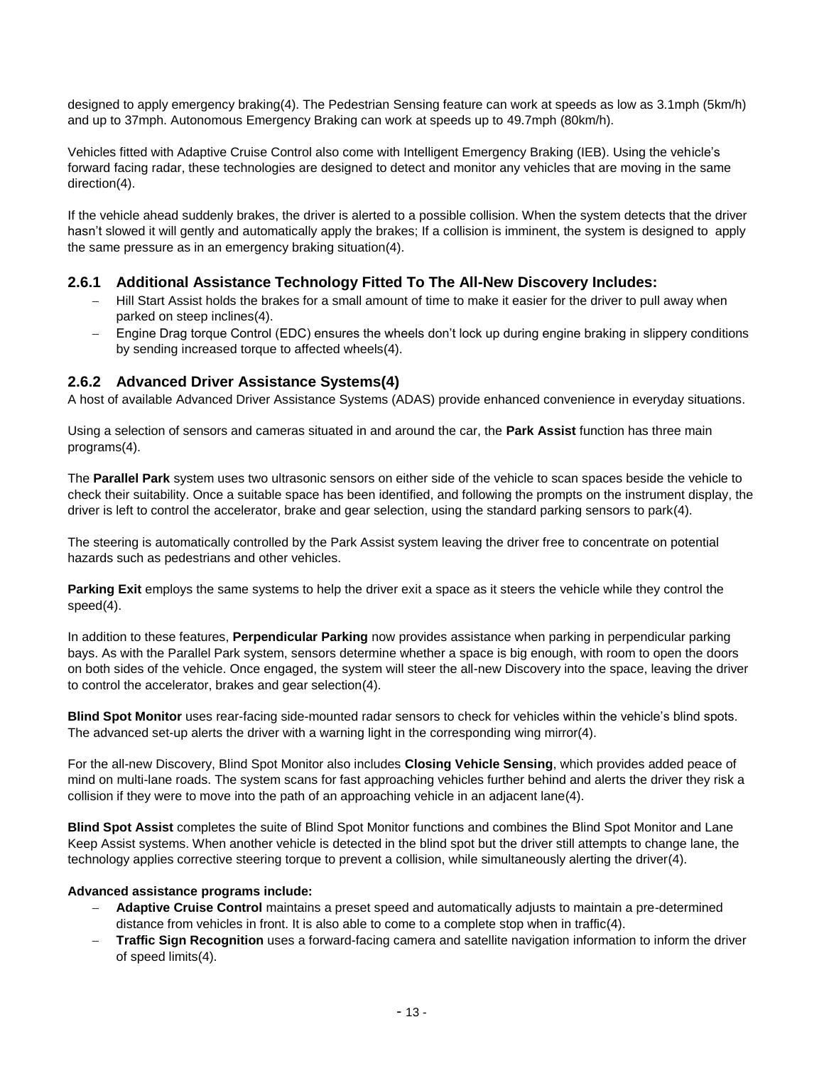designed to apply emergency braking(4). The Pedestrian Sensing feature can work at speeds as low as 3.1mph (5km/h) and up to 37mph. Autonomous Emergency Braking can work at speeds up to 49.7mph (80km/h).

Vehicles fitted with Adaptive Cruise Control also come with Intelligent Emergency Braking (IEB). Using the vehicle's forward facing radar, these technologies are designed to detect and monitor any vehicles that are moving in the same direction(4).

If the vehicle ahead suddenly brakes, the driver is alerted to a possible collision. When the system detects that the driver hasn't slowed it will gently and automatically apply the brakes; If a collision is imminent, the system is designed to apply the same pressure as in an emergency braking situation(4).

### 2.6.1 Additional Assistance Technology Fitted To The All-New Discovery Includes:

- Hill Start Assist holds the brakes for a small amount of time to make it easier for the driver to pull away when parked on steep inclines(4).
- Engine Drag torque Control (EDC) ensures the wheels don't lock up during engine braking in slippery conditions by sending increased torque to affected wheels(4).

### 2.6.2 Advanced Driver Assistance Systems(4)

A host of available Advanced Driver Assistance Systems (ADAS) provide enhanced convenience in everyday situations.

Using a selection of sensors and cameras situated in and around the car, the **Park Assist** function has three main programs(4).

The **Parallel Park** system uses two ultrasonic sensors on either side of the vehicle to scan spaces beside the vehicle to check their suitability. Once a suitable space has been identified, and following the prompts on the instrument display, the driver is left to control the accelerator, brake and gear selection, using the standard parking sensors to park(4).

The steering is automatically controlled by the Park Assist system leaving the driver free to concentrate on potential hazards such as pedestrians and other vehicles.

**Parking Exit** employs the same systems to help the driver exit a space as it steers the vehicle while they control the speed(4).

In addition to these features, **Perpendicular Parking** now provides assistance when parking in perpendicular parking bays. As with the Parallel Park system, sensors determine whether a space is big enough, with room to open the doors on both sides of the vehicle. Once engaged, the system will steer the all-new Discovery into the space, leaving the driver to control the accelerator, brakes and gear selection(4).

**Blind Spot Monitor** uses rear-facing side-mounted radar sensors to check for vehicles within the vehicle's blind spots. The advanced set-up alerts the driver with a warning light in the corresponding wing mirror(4).

For the all-new Discovery, Blind Spot Monitor also includes **Closing Vehicle Sensing**, which provides added peace of mind on multi-lane roads. The system scans for fast approaching vehicles further behind and alerts the driver they risk a collision if they were to move into the path of an approaching vehicle in an adjacent lane(4).

**Blind Spot Assist** completes the suite of Blind Spot Monitor functions and combines the Blind Spot Monitor and Lane Keep Assist systems. When another vehicle is detected in the blind spot but the driver still attempts to change lane, the technology applies corrective steering torque to prevent a collision, while simultaneously alerting the driver(4).

**Advanced assistance programs include:**

- **Adaptive Cruise Control** maintains a preset speed and automatically adjusts to maintain a pre-determined distance from vehicles in front. It is also able to come to a complete stop when in traffic(4).
- **Traffic Sign Recognition** uses a forward-facing camera and satellite navigation information to inform the driver of speed limits(4).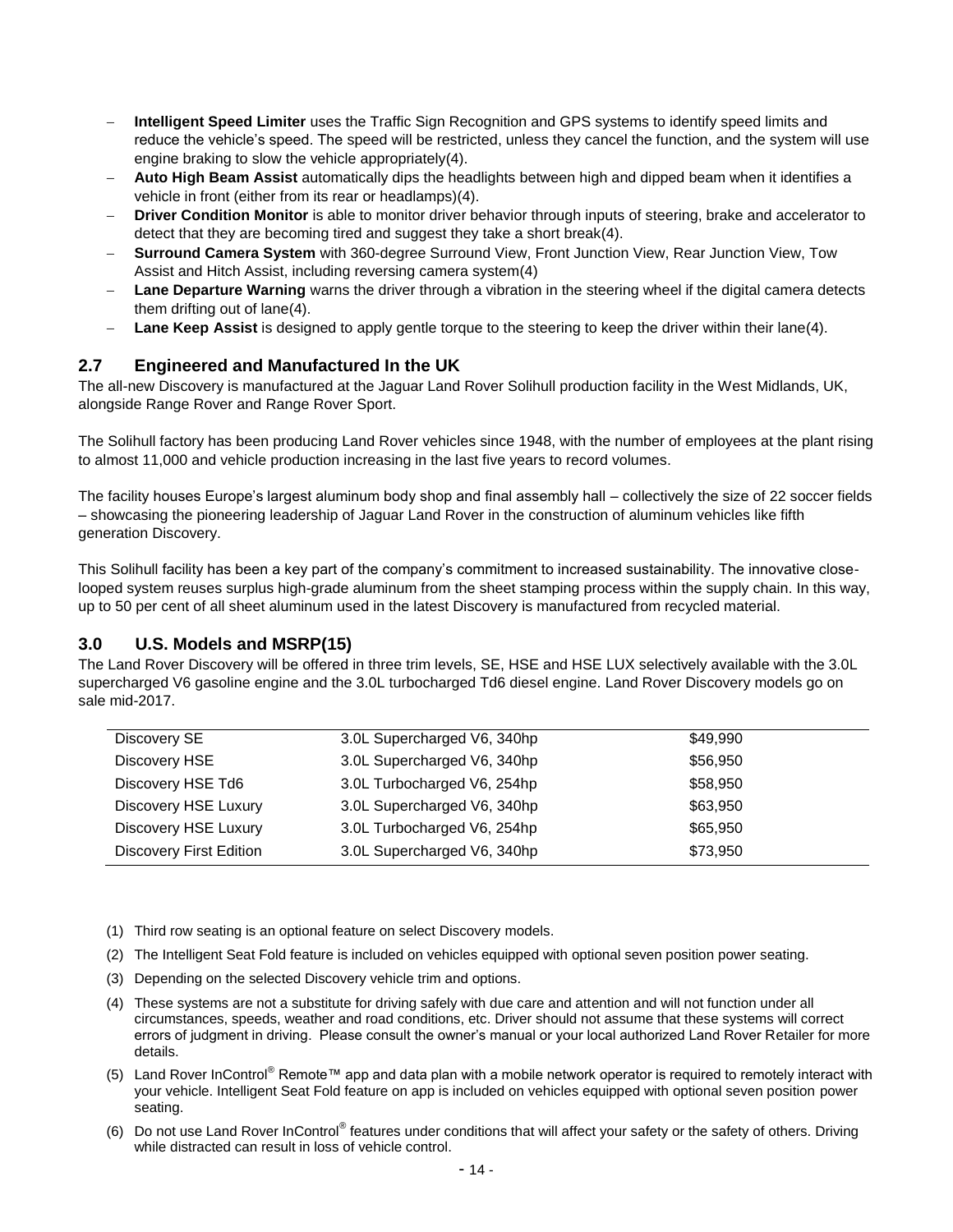- **Intelligent Speed Limiter** uses the Traffic Sign Recognition and GPS systems to identify speed limits and reduce the vehicle's speed. The speed will be restricted, unless they cancel the function, and the system will use engine braking to slow the vehicle appropriately(4).
- **Auto High Beam Assist** automatically dips the headlights between high and dipped beam when it identifies a vehicle in front (either from its rear or headlamps)(4).
- **Driver Condition Monitor** is able to monitor driver behavior through inputs of steering, brake and accelerator to detect that they are becoming tired and suggest they take a short break(4).
- **Surround Camera System** with 360-degree Surround View, Front Junction View, Rear Junction View, Tow Assist and Hitch Assist, including reversing camera system(4)
- **Lane Departure Warning** warns the driver through a vibration in the steering wheel if the digital camera detects them drifting out of lane(4).
- **Lane Keep Assist** is designed to apply gentle torque to the steering to keep the driver within their lane(4).

## 2.7 Engineered and Manufactured In the UK

The all-new Discovery is manufactured at the Jaguar Land Rover Solihull production facility in the West Midlands, UK, alongside Range Rover and Range Rover Sport.

The Solihull factory has been producing Land Rover vehicles since 1948, with the number of employees at the plant rising to almost 11,000 and vehicle production increasing in the last five years to record volumes.

The facility houses Europe's largest aluminum body shop and final assembly hall – collectively the size of 22 soccer fields – showcasing the pioneering leadership of Jaguar Land Rover in the construction of aluminum vehicles like fifth generation Discovery.

This Solihull facility has been a key part of the company's commitment to increased sustainability. The innovative close-looped system reuses surplus high-grade aluminum from the sheet stamping process within the supply chain. In this way, up to 50 per cent of all sheet aluminum used in the latest Discovery is manufactured from recycled material.

## 3.0 U.S. Models and MSRP(15)

The Land Rover Discovery will be offered in three trim levels, SE, HSE and HSE LUX selectively available with the 3.0L supercharged V6 gasoline engine and the 3.0L turbocharged Td6 diesel engine. Land Rover Discovery models go on sale mid-2017.

| Model | Engine | MSRP |
|---|---|---|
| Discovery SE | 3.0L Supercharged V6, 340hp | $49,990 |
| Discovery HSE | 3.0L Supercharged V6, 340hp | $56,950 |
| Discovery HSE Td6 | 3.0L Turbocharged V6, 254hp | $58,950 |
| Discovery HSE Luxury | 3.0L Supercharged V6, 340hp | $63,950 |
| Discovery HSE Luxury | 3.0L Turbocharged V6, 254hp | $65,950 |
| Discovery First Edition | 3.0L Supercharged V6, 340hp | $73,950 |

(1) Third row seating is an optional feature on select Discovery models.

(2) The Intelligent Seat Fold feature is included on vehicles equipped with optional seven position power seating.

(3) Depending on the selected Discovery vehicle trim and options.

(4) These systems are not a substitute for driving safely with due care and attention and will not function under all circumstances, speeds, weather and road conditions, etc. Driver should not assume that these systems will correct errors of judgment in driving. Please consult the owner's manual or your local authorized Land Rover Retailer for more details.

(5) Land Rover InControl® Remote™ app and data plan with a mobile network operator is required to remotely interact with your vehicle. Intelligent Seat Fold feature on app is included on vehicles equipped with optional seven position power seating.

(6) Do not use Land Rover InControl® features under conditions that will affect your safety or the safety of others. Driving while distracted can result in loss of vehicle control.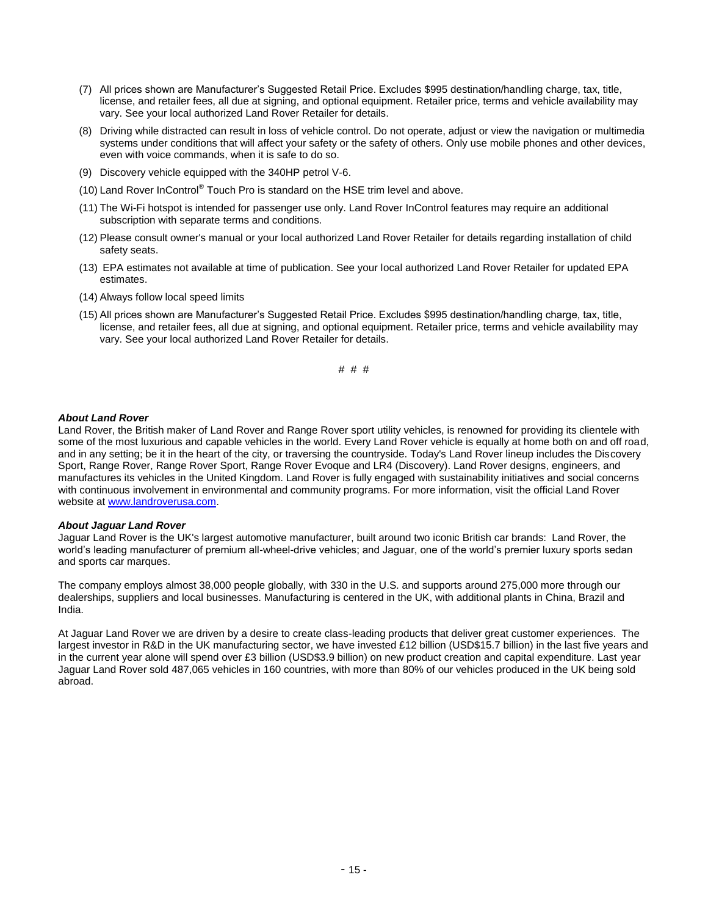(7) All prices shown are Manufacturer's Suggested Retail Price. Excludes $995 destination/handling charge, tax, title, license, and retailer fees, all due at signing, and optional equipment. Retailer price, terms and vehicle availability may vary. See your local authorized Land Rover Retailer for details.

(8) Driving while distracted can result in loss of vehicle control. Do not operate, adjust or view the navigation or multimedia systems under conditions that will affect your safety or the safety of others. Only use mobile phones and other devices, even with voice commands, when it is safe to do so.

(9) Discovery vehicle equipped with the 340HP petrol V-6.

(10) Land Rover InControl® Touch Pro is standard on the HSE trim level and above.

(11) The Wi-Fi hotspot is intended for passenger use only. Land Rover InControl features may require an additional subscription with separate terms and conditions.

(12) Please consult owner's manual or your local authorized Land Rover Retailer for details regarding installation of child safety seats.

(13) EPA estimates not available at time of publication. See your local authorized Land Rover Retailer for updated EPA estimates.

(14) Always follow local speed limits

(15) All prices shown are Manufacturer's Suggested Retail Price. Excludes $995 destination/handling charge, tax, title, license, and retailer fees, all due at signing, and optional equipment. Retailer price, terms and vehicle availability may vary. See your local authorized Land Rover Retailer for details.

# # #

***About Land Rover***

Land Rover, the British maker of Land Rover and Range Rover sport utility vehicles, is renowned for providing its clientele with some of the most luxurious and capable vehicles in the world. Every Land Rover vehicle is equally at home both on and off road, and in any setting; be it in the heart of the city, or traversing the countryside. Today's Land Rover lineup includes the Discovery Sport, Range Rover, Range Rover Sport, Range Rover Evoque and LR4 (Discovery). Land Rover designs, engineers, and manufactures its vehicles in the United Kingdom. Land Rover is fully engaged with sustainability initiatives and social concerns with continuous involvement in environmental and community programs. For more information, visit the official Land Rover website at [www.landroverusa.com](www.landroverusa.com).

***About Jaguar Land Rover***

Jaguar Land Rover is the UK's largest automotive manufacturer, built around two iconic British car brands: Land Rover, the world's leading manufacturer of premium all-wheel-drive vehicles; and Jaguar, one of the world's premier luxury sports sedan and sports car marques.

The company employs almost 38,000 people globally, with 330 in the U.S. and supports around 275,000 more through our dealerships, suppliers and local businesses. Manufacturing is centered in the UK, with additional plants in China, Brazil and India.

At Jaguar Land Rover we are driven by a desire to create class-leading products that deliver great customer experiences. The largest investor in R&D in the UK manufacturing sector, we have invested £12 billion (USD$15.7 billion) in the last five years and in the current year alone will spend over £3 billion (USD$3.9 billion) on new product creation and capital expenditure. Last year Jaguar Land Rover sold 487,065 vehicles in 160 countries, with more than 80% of our vehicles produced in the UK being sold abroad.